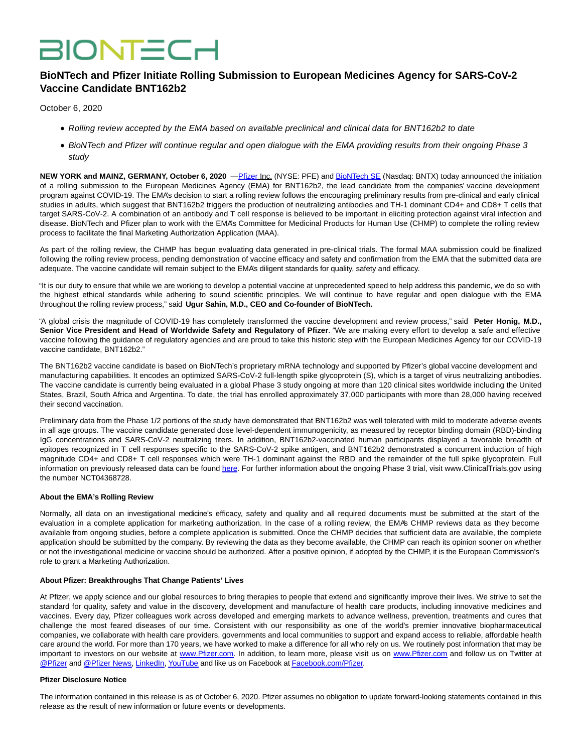BIONTECH

# BioNTech and Pfizer Initiate Rolling Submission to European Medicines Agency for SARS-CoV-2 Vaccine Candidate BNT162b2

October 6, 2020

- *Rolling review accepted by the EMA based on available preclinical and clinical data for BNT162b2 to date*
- *BioNTech and Pfizer will continue regular and open dialogue with the EMA providing results from their ongoing Phase 3 study*

**NEW YORK and MAINZ, GERMANY, October 6, 2020** —Pfizer Inc. (NYSE: PFE) and BioNTech SE (Nasdaq: BNTX) today announced the initiation of a rolling submission to the European Medicines Agency (EMA) for BNT162b2, the lead candidate from the companies' vaccine development program against COVID-19. The EMA's decision to start a rolling review follows the encouraging preliminary results from pre-clinical and early clinical studies in adults, which suggest that BNT162b2 triggers the production of neutralizing antibodies and TH-1 dominant CD4+ and CD8+ T cells that target SARS-CoV-2. A combination of an antibody and T cell response is believed to be important in eliciting protection against viral infection and disease. BioNTech and Pfizer plan to work with the EMA's Committee for Medicinal Products for Human Use (CHMP) to complete the rolling review process to facilitate the final Marketing Authorization Application (MAA).

As part of the rolling review, the CHMP has begun evaluating data generated in pre-clinical trials. The formal MAA submission could be finalized following the rolling review process, pending demonstration of vaccine efficacy and safety and confirmation from the EMA that the submitted data are adequate. The vaccine candidate will remain subject to the EMA's diligent standards for quality, safety and efficacy.

"It is our duty to ensure that while we are working to develop a potential vaccine at unprecedented speed to help address this pandemic, we do so with the highest ethical standards while adhering to sound scientific principles. We will continue to have regular and open dialogue with the EMA throughout the rolling review process," said **Ugur Sahin, M.D., CEO and Co-founder of BioNTech.**

"A global crisis the magnitude of COVID-19 has completely transformed the vaccine development and review process," said **Peter Honig, M.D., Senior Vice President and Head of Worldwide Safety and Regulatory of Pfizer**. "We are making every effort to develop a safe and effective vaccine following the guidance of regulatory agencies and are proud to take this historic step with the European Medicines Agency for our COVID-19 vaccine candidate, BNT162b2."

The BNT162b2 vaccine candidate is based on BioNTech's proprietary mRNA technology and supported by Pfizer's global vaccine development and manufacturing capabilities. It encodes an optimized SARS-CoV-2 full-length spike glycoprotein (S), which is a target of virus neutralizing antibodies. The vaccine candidate is currently being evaluated in a global Phase 3 study ongoing at more than 120 clinical sites worldwide including the United States, Brazil, South Africa and Argentina. To date, the trial has enrolled approximately 37,000 participants with more than 28,000 having received their second vaccination.

Preliminary data from the Phase 1/2 portions of the study have demonstrated that BNT162b2 was well tolerated with mild to moderate adverse events in all age groups. The vaccine candidate generated dose level-dependent immunogenicity, as measured by receptor binding domain (RBD)-binding IgG concentrations and SARS-CoV-2 neutralizing titers. In addition, BNT162b2-vaccinated human participants displayed a favorable breadth of epitopes recognized in T cell responses specific to the SARS-CoV-2 spike antigen, and BNT162b2 demonstrated a concurrent induction of high magnitude CD4+ and CD8+ T cell responses which were TH-1 dominant against the RBD and the remainder of the full spike glycoprotein. Full information on previously released data can be found here. For further information about the ongoing Phase 3 trial, visit www.ClinicalTrials.gov using the number NCT04368728.

**About the EMA's Rolling Review**

Normally, all data on an investigational medicine's efficacy, safety and quality and all required documents must be submitted at the start of the evaluation in a complete application for marketing authorization. In the case of a rolling review, the EMA's CHMP reviews data as they become available from ongoing studies, before a complete application is submitted. Once the CHMP decides that sufficient data are available, the complete application should be submitted by the company. By reviewing the data as they become available, the CHMP can reach its opinion sooner on whether or not the investigational medicine or vaccine should be authorized. After a positive opinion, if adopted by the CHMP, it is the European Commission's role to grant a Marketing Authorization.

**About Pfizer: Breakthroughs That Change Patients' Lives**

At Pfizer, we apply science and our global resources to bring therapies to people that extend and significantly improve their lives. We strive to set the standard for quality, safety and value in the discovery, development and manufacture of health care products, including innovative medicines and vaccines. Every day, Pfizer colleagues work across developed and emerging markets to advance wellness, prevention, treatments and cures that challenge the most feared diseases of our time. Consistent with our responsibility as one of the world's premier innovative biopharmaceutical companies, we collaborate with health care providers, governments and local communities to support and expand access to reliable, affordable health care around the world. For more than 170 years, we have worked to make a difference for all who rely on us. We routinely post information that may be important to investors on our website at www.Pfizer.com. In addition, to learn more, please visit us on www.Pfizer.com and follow us on Twitter at @Pfizer and @Pfizer News, LinkedIn, YouTube and like us on Facebook at Facebook.com/Pfizer.

**Pfizer Disclosure Notice**

The information contained in this release is as of October 6, 2020. Pfizer assumes no obligation to update forward-looking statements contained in this release as the result of new information or future events or developments.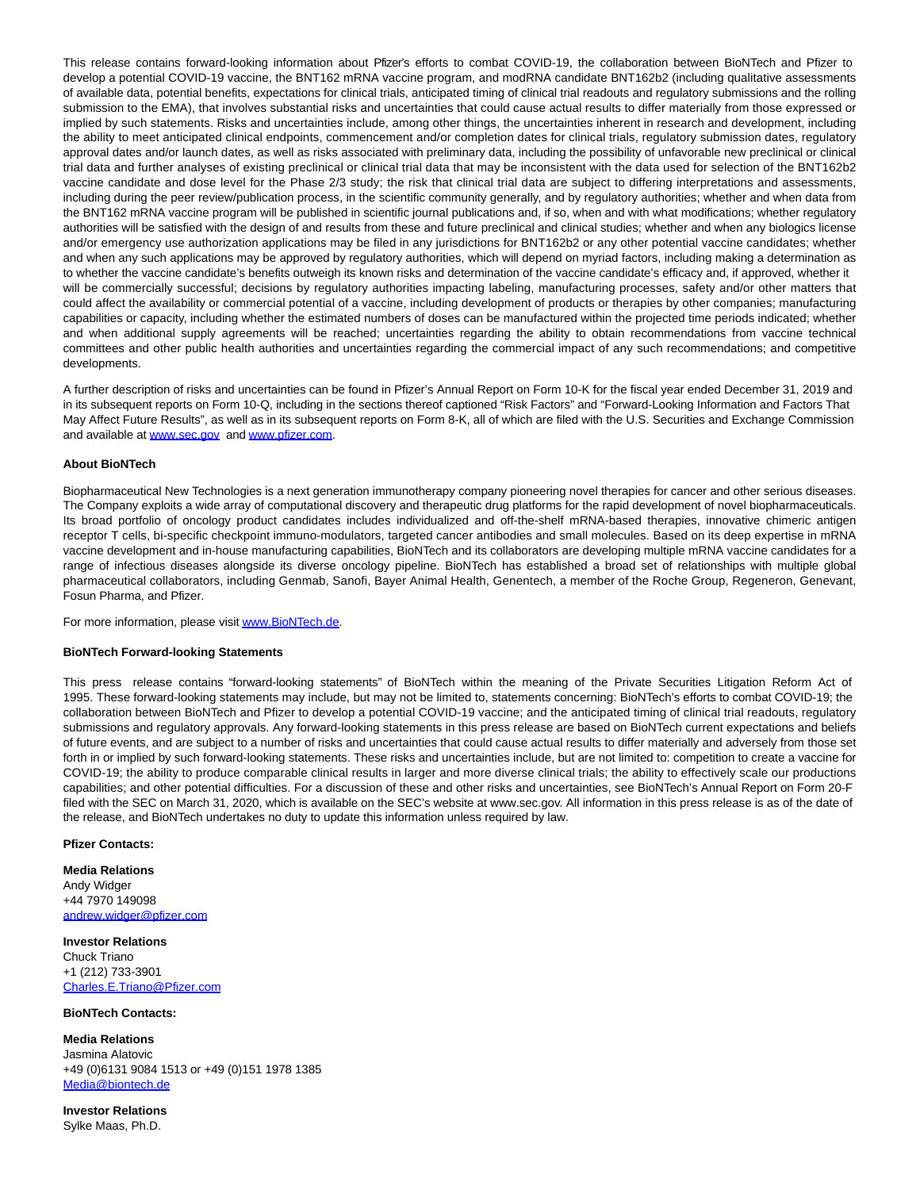This release contains forward-looking information about Pfizer's efforts to combat COVID-19, the collaboration between BioNTech and Pfizer to develop a potential COVID-19 vaccine, the BNT162 mRNA vaccine program, and modRNA candidate BNT162b2 (including qualitative assessments of available data, potential benefits, expectations for clinical trials, anticipated timing of clinical trial readouts and regulatory submissions and the rolling submission to the EMA), that involves substantial risks and uncertainties that could cause actual results to differ materially from those expressed or implied by such statements. Risks and uncertainties include, among other things, the uncertainties inherent in research and development, including the ability to meet anticipated clinical endpoints, commencement and/or completion dates for clinical trials, regulatory submission dates, regulatory approval dates and/or launch dates, as well as risks associated with preliminary data, including the possibility of unfavorable new preclinical or clinical trial data and further analyses of existing preclinical or clinical trial data that may be inconsistent with the data used for selection of the BNT162b2 vaccine candidate and dose level for the Phase 2/3 study; the risk that clinical trial data are subject to differing interpretations and assessments, including during the peer review/publication process, in the scientific community generally, and by regulatory authorities; whether and when data from the BNT162 mRNA vaccine program will be published in scientific journal publications and, if so, when and with what modifications; whether regulatory authorities will be satisfied with the design of and results from these and future preclinical and clinical studies; whether and when any biologics license and/or emergency use authorization applications may be filed in any jurisdictions for BNT162b2 or any other potential vaccine candidates; whether and when any such applications may be approved by regulatory authorities, which will depend on myriad factors, including making a determination as to whether the vaccine candidate's benefits outweigh its known risks and determination of the vaccine candidate's efficacy and, if approved, whether it will be commercially successful; decisions by regulatory authorities impacting labeling, manufacturing processes, safety and/or other matters that could affect the availability or commercial potential of a vaccine, including development of products or therapies by other companies; manufacturing capabilities or capacity, including whether the estimated numbers of doses can be manufactured within the projected time periods indicated; whether and when additional supply agreements will be reached; uncertainties regarding the ability to obtain recommendations from vaccine technical committees and other public health authorities and uncertainties regarding the commercial impact of any such recommendations; and competitive developments.

A further description of risks and uncertainties can be found in Pfizer's Annual Report on Form 10-K for the fiscal year ended December 31, 2019 and in its subsequent reports on Form 10-Q, including in the sections thereof captioned "Risk Factors" and "Forward-Looking Information and Factors That May Affect Future Results", as well as in its subsequent reports on Form 8-K, all of which are filed with the U.S. Securities and Exchange Commission and available at www.sec.gov and www.pfizer.com.

**About BioNTech**

Biopharmaceutical New Technologies is a next generation immunotherapy company pioneering novel therapies for cancer and other serious diseases. The Company exploits a wide array of computational discovery and therapeutic drug platforms for the rapid development of novel biopharmaceuticals. Its broad portfolio of oncology product candidates includes individualized and off-the-shelf mRNA-based therapies, innovative chimeric antigen receptor T cells, bi-specific checkpoint immuno-modulators, targeted cancer antibodies and small molecules. Based on its deep expertise in mRNA vaccine development and in-house manufacturing capabilities, BioNTech and its collaborators are developing multiple mRNA vaccine candidates for a range of infectious diseases alongside its diverse oncology pipeline. BioNTech has established a broad set of relationships with multiple global pharmaceutical collaborators, including Genmab, Sanofi, Bayer Animal Health, Genentech, a member of the Roche Group, Regeneron, Genevant, Fosun Pharma, and Pfizer.

For more information, please visit www.BioNTech.de.

**BioNTech Forward-looking Statements**

This press release contains "forward-looking statements" of BioNTech within the meaning of the Private Securities Litigation Reform Act of 1995. These forward-looking statements may include, but may not be limited to, statements concerning: BioNTech's efforts to combat COVID-19; the collaboration between BioNTech and Pfizer to develop a potential COVID-19 vaccine; and the anticipated timing of clinical trial readouts, regulatory submissions and regulatory approvals. Any forward-looking statements in this press release are based on BioNTech current expectations and beliefs of future events, and are subject to a number of risks and uncertainties that could cause actual results to differ materially and adversely from those set forth in or implied by such forward-looking statements. These risks and uncertainties include, but are not limited to: competition to create a vaccine for COVID-19; the ability to produce comparable clinical results in larger and more diverse clinical trials; the ability to effectively scale our productions capabilities; and other potential difficulties. For a discussion of these and other risks and uncertainties, see BioNTech's Annual Report on Form 20-F filed with the SEC on March 31, 2020, which is available on the SEC's website at www.sec.gov. All information in this press release is as of the date of the release, and BioNTech undertakes no duty to update this information unless required by law.

**Pfizer Contacts:**

**Media Relations**
Andy Widger
+44 7970 149098
andrew.widger@pfizer.com

**Investor Relations**
Chuck Triano
+1 (212) 733-3901
Charles.E.Triano@Pfizer.com

**BioNTech Contacts:**

**Media Relations**
Jasmina Alatovic
+49 (0)6131 9084 1513 or +49 (0)151 1978 1385
Media@biontech.de

**Investor Relations**
Sylke Maas, Ph.D.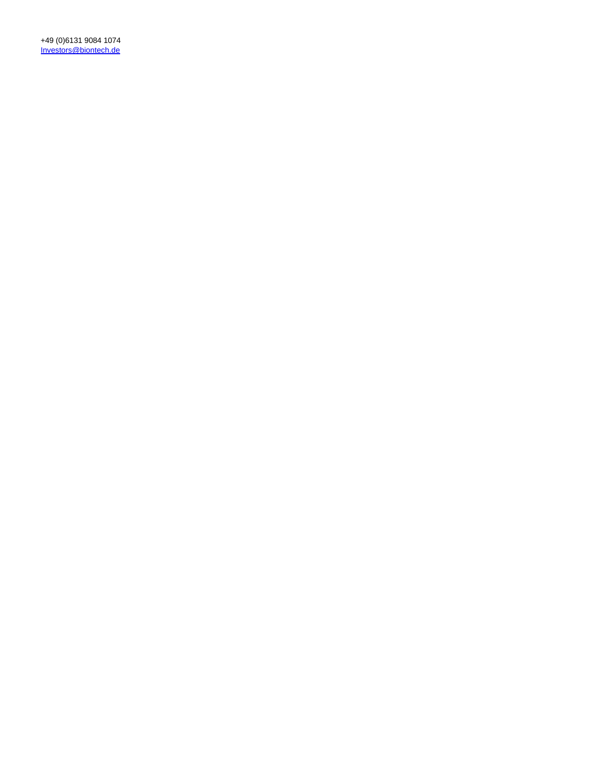+49 (0)6131 9084 1074
[Investors@biontech.de](mailto:Investors@biontech.de)